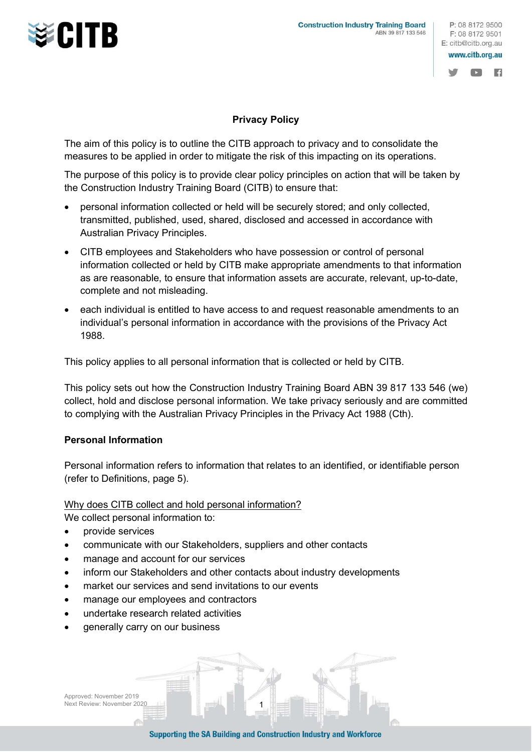# Privacy Policy

The aim of this policy is to outline the CITB approach to privacy and to consolidate the measures to be applied in order to mitigate the risk of this impacting on its operations.

The purpose of this policy is to provide clear policy principles on action that will be taken by the Construction Industry Training Board (CITB) to ensure that:

- personal information collected or held will be securely stored; and only collected, transmitted, published, used, shared, disclosed and accessed in accordance with Australian Privacy Principles.
- CITB employees and Stakeholders who have possession or control of personal information collected or held by CITB make appropriate amendments to that information as are reasonable, to ensure that information assets are accurate, relevant, up-to-date, complete and not misleading.
- each individual is entitled to have access to and request reasonable amendments to an individual's personal information in accordance with the provisions of the Privacy Act 1988.

This policy applies to all personal information that is collected or held by CITB.

This policy sets out how the Construction Industry Training Board ABN 39 817 133 546 (we) collect, hold and disclose personal information. We take privacy seriously and are committed to complying with the Australian Privacy Principles in the Privacy Act 1988 (Cth).

## Personal Information

Personal information refers to information that relates to an identified, or identifiable person (refer to Definitions, page 5).

Why does CITB collect and hold personal information?

We collect personal information to:

- provide services
- communicate with our Stakeholders, suppliers and other contacts
- manage and account for our services
- inform our Stakeholders and other contacts about industry developments
- market our services and send invitations to our events
- manage our employees and contractors
- undertake research related activities
- generally carry on our business

Approved: November 2019
Next Review: November 2020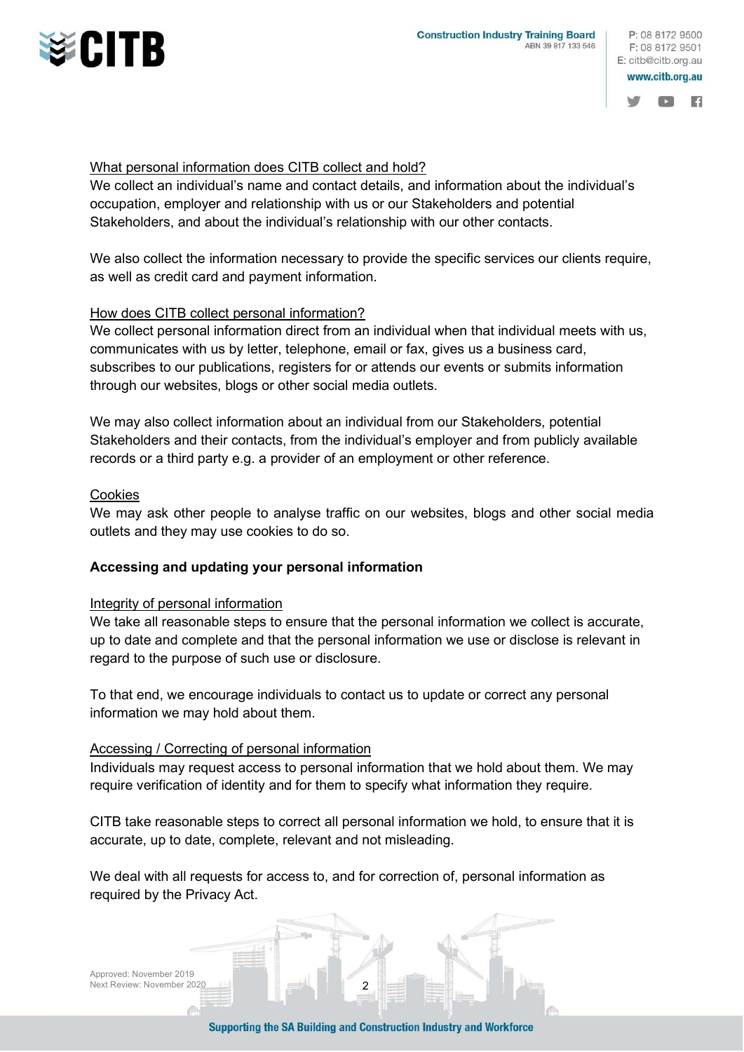What personal information does CITB collect and hold?

We collect an individual's name and contact details, and information about the individual's occupation, employer and relationship with us or our Stakeholders and potential Stakeholders, and about the individual's relationship with our other contacts.

We also collect the information necessary to provide the specific services our clients require, as well as credit card and payment information.

How does CITB collect personal information?

We collect personal information direct from an individual when that individual meets with us, communicates with us by letter, telephone, email or fax, gives us a business card, subscribes to our publications, registers for or attends our events or submits information through our websites, blogs or other social media outlets.

We may also collect information about an individual from our Stakeholders, potential Stakeholders and their contacts, from the individual's employer and from publicly available records or a third party e.g. a provider of an employment or other reference.

Cookies

We may ask other people to analyse traffic on our websites, blogs and other social media outlets and they may use cookies to do so.

**Accessing and updating your personal information**

Integrity of personal information

We take all reasonable steps to ensure that the personal information we collect is accurate, up to date and complete and that the personal information we use or disclose is relevant in regard to the purpose of such use or disclosure.

To that end, we encourage individuals to contact us to update or correct any personal information we may hold about them.

Accessing / Correcting of personal information

Individuals may request access to personal information that we hold about them. We may require verification of identity and for them to specify what information they require.

CITB take reasonable steps to correct all personal information we hold, to ensure that it is accurate, up to date, complete, relevant and not misleading.

We deal with all requests for access to, and for correction of, personal information as required by the Privacy Act.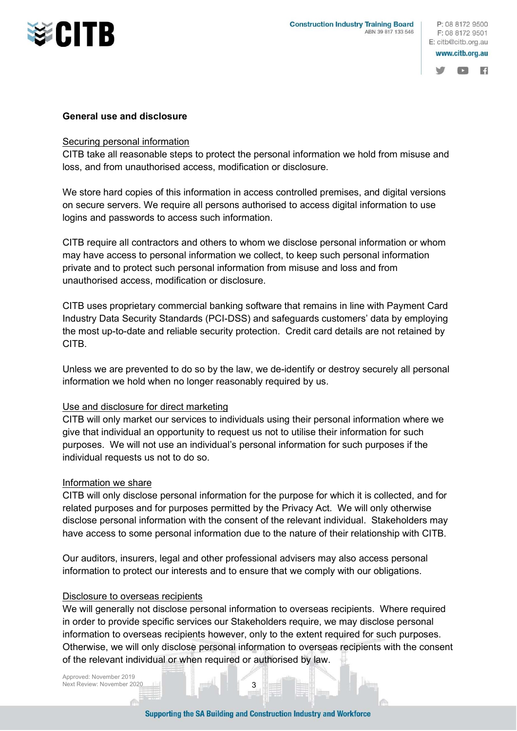## General use and disclosure

### Securing personal information

CITB take all reasonable steps to protect the personal information we hold from misuse and loss, and from unauthorised access, modification or disclosure.

We store hard copies of this information in access controlled premises, and digital versions on secure servers. We require all persons authorised to access digital information to use logins and passwords to access such information.

CITB require all contractors and others to whom we disclose personal information or whom may have access to personal information we collect, to keep such personal information private and to protect such personal information from misuse and loss and from unauthorised access, modification or disclosure.

CITB uses proprietary commercial banking software that remains in line with Payment Card Industry Data Security Standards (PCI-DSS) and safeguards customers' data by employing the most up-to-date and reliable security protection. Credit card details are not retained by CITB.

Unless we are prevented to do so by the law, we de-identify or destroy securely all personal information we hold when no longer reasonably required by us.

### Use and disclosure for direct marketing

CITB will only market our services to individuals using their personal information where we give that individual an opportunity to request us not to utilise their information for such purposes. We will not use an individual's personal information for such purposes if the individual requests us not to do so.

### Information we share

CITB will only disclose personal information for the purpose for which it is collected, and for related purposes and for purposes permitted by the Privacy Act. We will only otherwise disclose personal information with the consent of the relevant individual. Stakeholders may have access to some personal information due to the nature of their relationship with CITB.

Our auditors, insurers, legal and other professional advisers may also access personal information to protect our interests and to ensure that we comply with our obligations.

### Disclosure to overseas recipients

We will generally not disclose personal information to overseas recipients. Where required in order to provide specific services our Stakeholders require, we may disclose personal information to overseas recipients however, only to the extent required for such purposes. Otherwise, we will only disclose personal information to overseas recipients with the consent of the relevant individual or when required or authorised by law.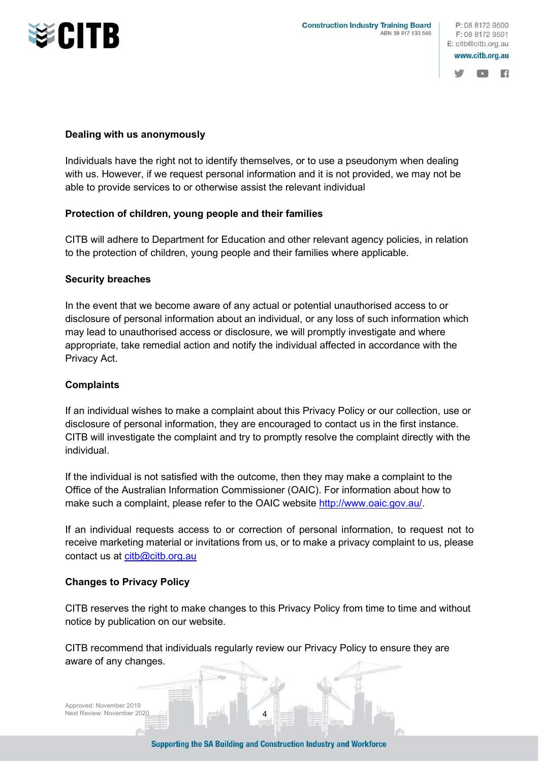**Dealing with us anonymously**

Individuals have the right not to identify themselves, or to use a pseudonym when dealing with us. However, if we request personal information and it is not provided, we may not be able to provide services to or otherwise assist the relevant individual

**Protection of children, young people and their families**

CITB will adhere to Department for Education and other relevant agency policies, in relation to the protection of children, young people and their families where applicable.

**Security breaches**

In the event that we become aware of any actual or potential unauthorised access to or disclosure of personal information about an individual, or any loss of such information which may lead to unauthorised access or disclosure, we will promptly investigate and where appropriate, take remedial action and notify the individual affected in accordance with the Privacy Act.

**Complaints**

If an individual wishes to make a complaint about this Privacy Policy or our collection, use or disclosure of personal information, they are encouraged to contact us in the first instance. CITB will investigate the complaint and try to promptly resolve the complaint directly with the individual.

If the individual is not satisfied with the outcome, then they may make a complaint to the Office of the Australian Information Commissioner (OAIC). For information about how to make such a complaint, please refer to the OAIC website http://www.oaic.gov.au/.

If an individual requests access to or correction of personal information, to request not to receive marketing material or invitations from us, or to make a privacy complaint to us, please contact us at citb@citb.org.au

**Changes to Privacy Policy**

CITB reserves the right to make changes to this Privacy Policy from time to time and without notice by publication on our website.

CITB recommend that individuals regularly review our Privacy Policy to ensure they are aware of any changes.

Approved: November 2019
Next Review: November 2020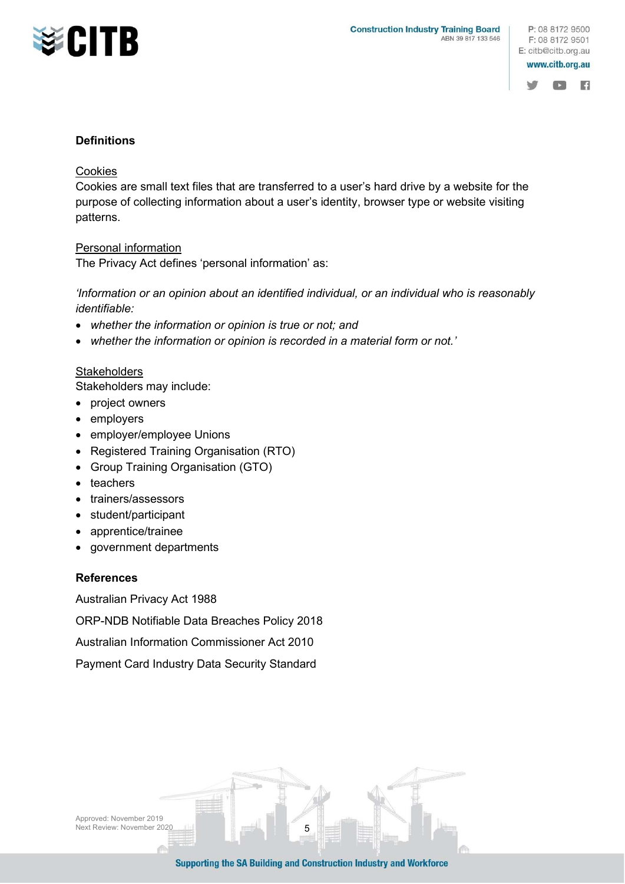## Definitions

Cookies

Cookies are small text files that are transferred to a user's hard drive by a website for the purpose of collecting information about a user's identity, browser type or website visiting patterns.

Personal information

The Privacy Act defines 'personal information' as:

*'Information or an opinion about an identified individual, or an individual who is reasonably identifiable:*

- *whether the information or opinion is true or not; and*
- *whether the information or opinion is recorded in a material form or not.'*

Stakeholders

Stakeholders may include:

- project owners
- employers
- employer/employee Unions
- Registered Training Organisation (RTO)
- Group Training Organisation (GTO)
- teachers
- trainers/assessors
- student/participant
- apprentice/trainee
- government departments

## References

Australian Privacy Act 1988

ORP-NDB Notifiable Data Breaches Policy 2018

Australian Information Commissioner Act 2010

Payment Card Industry Data Security Standard